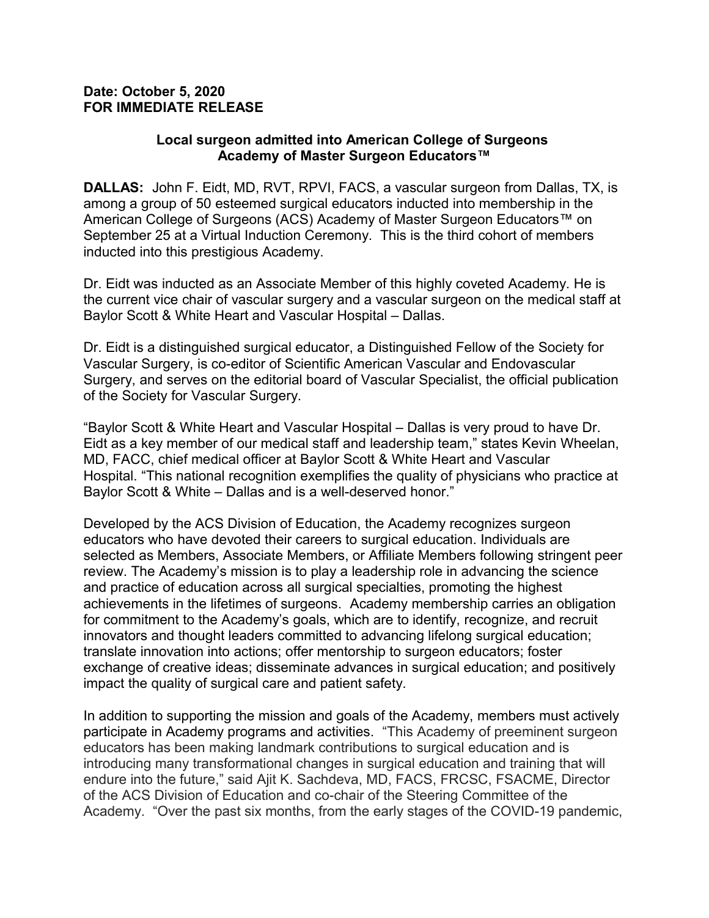**Date: October 5, 2020**
**FOR IMMEDIATE RELEASE**

## Local surgeon admitted into American College of Surgeons Academy of Master Surgeon Educators™

**DALLAS:** John F. Eidt, MD, RVT, RPVI, FACS, a vascular surgeon from Dallas, TX, is among a group of 50 esteemed surgical educators inducted into membership in the American College of Surgeons (ACS) Academy of Master Surgeon Educators™ on September 25 at a Virtual Induction Ceremony. This is the third cohort of members inducted into this prestigious Academy.

Dr. Eidt was inducted as an Associate Member of this highly coveted Academy. He is the current vice chair of vascular surgery and a vascular surgeon on the medical staff at Baylor Scott & White Heart and Vascular Hospital – Dallas.

Dr. Eidt is a distinguished surgical educator, a Distinguished Fellow of the Society for Vascular Surgery, is co-editor of Scientific American Vascular and Endovascular Surgery, and serves on the editorial board of Vascular Specialist, the official publication of the Society for Vascular Surgery.

"Baylor Scott & White Heart and Vascular Hospital – Dallas is very proud to have Dr. Eidt as a key member of our medical staff and leadership team," states Kevin Wheelan, MD, FACC, chief medical officer at Baylor Scott & White Heart and Vascular Hospital. "This national recognition exemplifies the quality of physicians who practice at Baylor Scott & White – Dallas and is a well-deserved honor."

Developed by the ACS Division of Education, the Academy recognizes surgeon educators who have devoted their careers to surgical education. Individuals are selected as Members, Associate Members, or Affiliate Members following stringent peer review. The Academy's mission is to play a leadership role in advancing the science and practice of education across all surgical specialties, promoting the highest achievements in the lifetimes of surgeons. Academy membership carries an obligation for commitment to the Academy's goals, which are to identify, recognize, and recruit innovators and thought leaders committed to advancing lifelong surgical education; translate innovation into actions; offer mentorship to surgeon educators; foster exchange of creative ideas; disseminate advances in surgical education; and positively impact the quality of surgical care and patient safety.

In addition to supporting the mission and goals of the Academy, members must actively participate in Academy programs and activities. "This Academy of preeminent surgeon educators has been making landmark contributions to surgical education and is introducing many transformational changes in surgical education and training that will endure into the future," said Ajit K. Sachdeva, MD, FACS, FRCSC, FSACME, Director of the ACS Division of Education and co-chair of the Steering Committee of the Academy. "Over the past six months, from the early stages of the COVID-19 pandemic,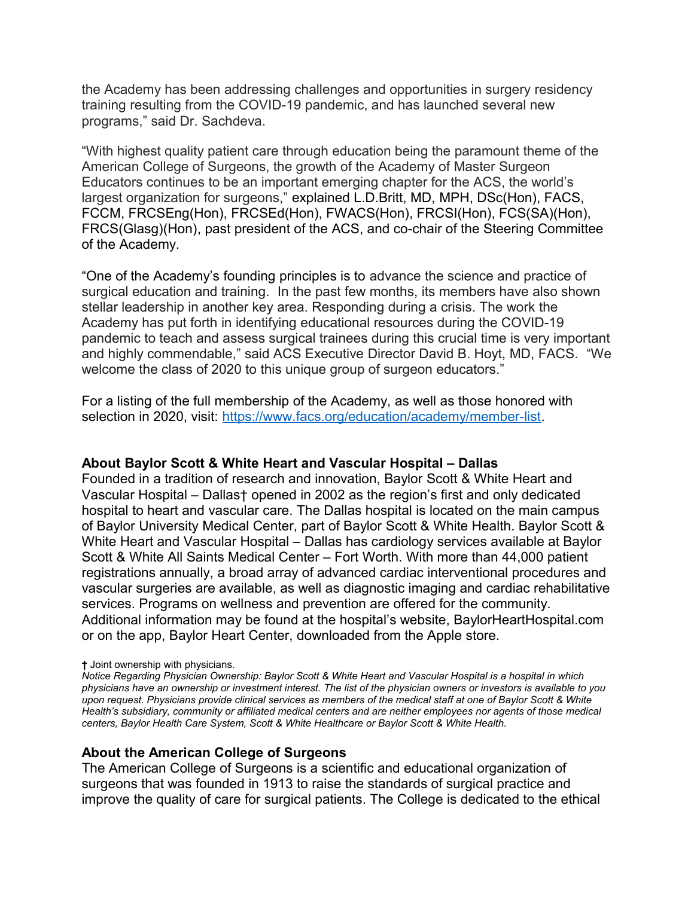the Academy has been addressing challenges and opportunities in surgery residency training resulting from the COVID-19 pandemic, and has launched several new programs," said Dr. Sachdeva.

"With highest quality patient care through education being the paramount theme of the American College of Surgeons, the growth of the Academy of Master Surgeon Educators continues to be an important emerging chapter for the ACS, the world's largest organization for surgeons," explained L.D.Britt, MD, MPH, DSc(Hon), FACS, FCCM, FRCSEng(Hon), FRCSEd(Hon), FWACS(Hon), FRCSI(Hon), FCS(SA)(Hon), FRCS(Glasg)(Hon), past president of the ACS, and co-chair of the Steering Committee of the Academy.

"One of the Academy's founding principles is to advance the science and practice of surgical education and training. In the past few months, its members have also shown stellar leadership in another key area. Responding during a crisis. The work the Academy has put forth in identifying educational resources during the COVID-19 pandemic to teach and assess surgical trainees during this crucial time is very important and highly commendable," said ACS Executive Director David B. Hoyt, MD, FACS. "We welcome the class of 2020 to this unique group of surgeon educators."

For a listing of the full membership of the Academy, as well as those honored with selection in 2020, visit: https://www.facs.org/education/academy/member-list.

**About Baylor Scott & White Heart and Vascular Hospital – Dallas**

Founded in a tradition of research and innovation, Baylor Scott & White Heart and Vascular Hospital – Dallas† opened in 2002 as the region's first and only dedicated hospital to heart and vascular care. The Dallas hospital is located on the main campus of Baylor University Medical Center, part of Baylor Scott & White Health. Baylor Scott & White Heart and Vascular Hospital – Dallas has cardiology services available at Baylor Scott & White All Saints Medical Center – Fort Worth. With more than 44,000 patient registrations annually, a broad array of advanced cardiac interventional procedures and vascular surgeries are available, as well as diagnostic imaging and cardiac rehabilitative services. Programs on wellness and prevention are offered for the community. Additional information may be found at the hospital's website, BaylorHeartHospital.com or on the app, Baylor Heart Center, downloaded from the Apple store.

**†** Joint ownership with physicians.

*Notice Regarding Physician Ownership: Baylor Scott & White Heart and Vascular Hospital is a hospital in which physicians have an ownership or investment interest. The list of the physician owners or investors is available to you upon request. Physicians provide clinical services as members of the medical staff at one of Baylor Scott & White Health's subsidiary, community or affiliated medical centers and are neither employees nor agents of those medical centers, Baylor Health Care System, Scott & White Healthcare or Baylor Scott & White Health.*

**About the American College of Surgeons**

The American College of Surgeons is a scientific and educational organization of surgeons that was founded in 1913 to raise the standards of surgical practice and improve the quality of care for surgical patients. The College is dedicated to the ethical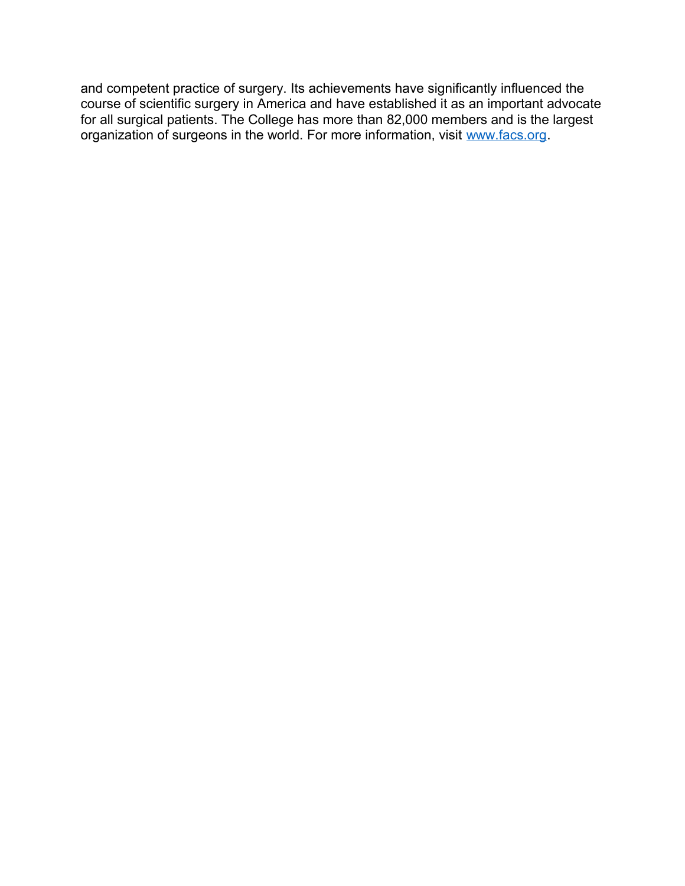and competent practice of surgery. Its achievements have significantly influenced the course of scientific surgery in America and have established it as an important advocate for all surgical patients. The College has more than 82,000 members and is the largest organization of surgeons in the world. For more information, visit [www.facs.org](http://www.facs.org).